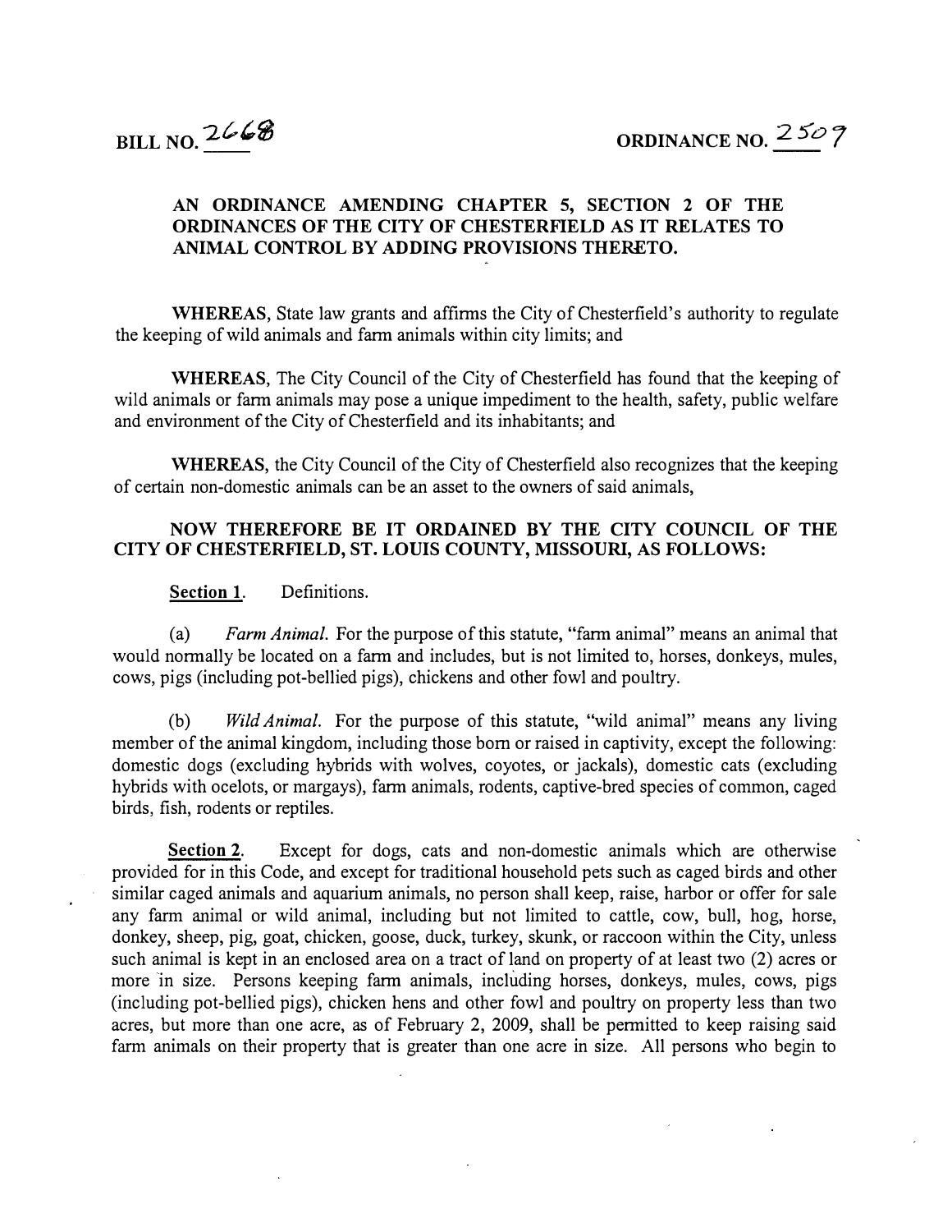BILL NO. 2668 ORDINANCE NO. 2509

**AN ORDINANCE AMENDING CHAPTER 5, SECTION 2 OF THE ORDINANCES OF THE CITY OF CHESTERFIELD AS IT RELATES TO ANIMAL CONTROL BY ADDING PROVISIONS THERETO.**

**WHEREAS**, State law grants and affirms the City of Chesterfield's authority to regulate the keeping of wild animals and farm animals within city limits; and

**WHEREAS**, The City Council of the City of Chesterfield has found that the keeping of wild animals or farm animals may pose a unique impediment to the health, safety, public welfare and environment of the City of Chesterfield and its inhabitants; and

**WHEREAS**, the City Council of the City of Chesterfield also recognizes that the keeping of certain non-domestic animals can be an asset to the owners of said animals,

**NOW THEREFORE BE IT ORDAINED BY THE CITY COUNCIL OF THE CITY OF CHESTERFIELD, ST. LOUIS COUNTY, MISSOURI, AS FOLLOWS:**

**Section 1**. Definitions.

(a) *Farm Animal.* For the purpose of this statute, "farm animal" means an animal that would normally be located on a farm and includes, but is not limited to, horses, donkeys, mules, cows, pigs (including pot-bellied pigs), chickens and other fowl and poultry.

(b) *Wild Animal.* For the purpose of this statute, "wild animal" means any living member of the animal kingdom, including those born or raised in captivity, except the following: domestic dogs (excluding hybrids with wolves, coyotes, or jackals), domestic cats (excluding hybrids with ocelots, or margays), farm animals, rodents, captive-bred species of common, caged birds, fish, rodents or reptiles.

**Section 2**. Except for dogs, cats and non-domestic animals which are otherwise provided for in this Code, and except for traditional household pets such as caged birds and other similar caged animals and aquarium animals, no person shall keep, raise, harbor or offer for sale any farm animal or wild animal, including but not limited to cattle, cow, bull, hog, horse, donkey, sheep, pig, goat, chicken, goose, duck, turkey, skunk, or raccoon within the City, unless such animal is kept in an enclosed area on a tract of land on property of at least two (2) acres or more in size. Persons keeping farm animals, including horses, donkeys, mules, cows, pigs (including pot-bellied pigs), chicken hens and other fowl and poultry on property less than two acres, but more than one acre, as of February 2, 2009, shall be permitted to keep raising said farm animals on their property that is greater than one acre in size. All persons who begin to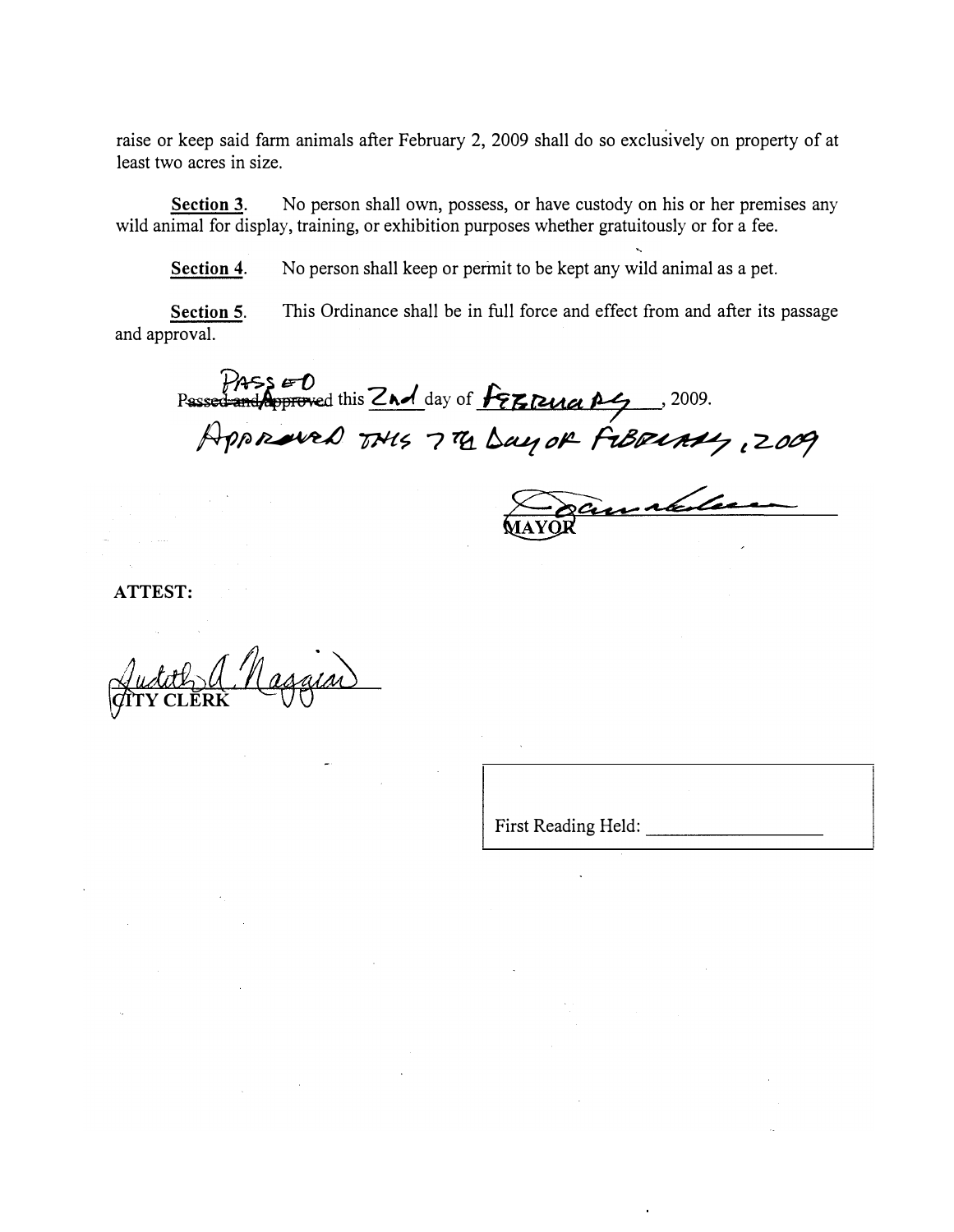raise or keep said farm animals after February 2, 2009 shall do so exclusively on property of at least two acres in size.

**Section 3**. No person shall own, possess, or have custody on his or her premises any wild animal for display, training, or exhibition purposes whether gratuitously or for a fee.

**Section 4**. No person shall keep or permit to be kept any wild animal as a pet.

**Section 5**. This Ordinance shall be in full force and effect from and after its passage and approval.

~~Passed and Approved~~ PASSED this 2nd day of February, 2009.
APPROVED THIS 7TH DAY OF FEBRUARY, 2009

MAYOR

**ATTEST:**

CITY CLERK

First Reading Held: ____________